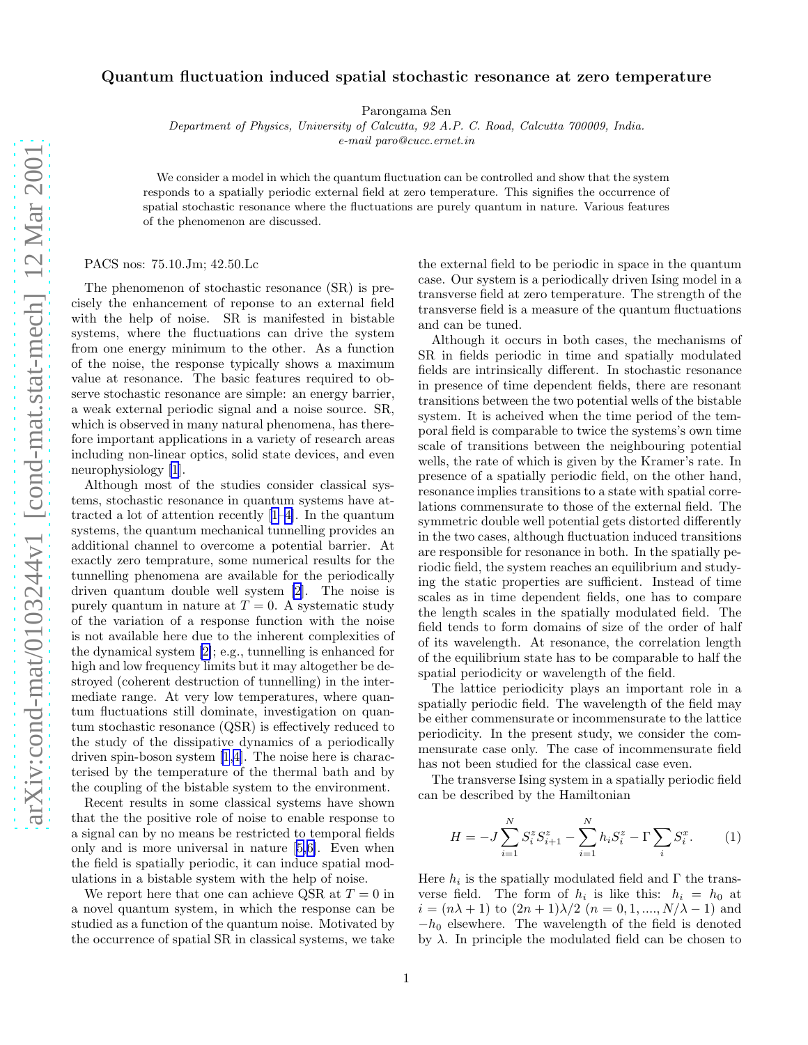# Quantum fluctuation induced spatial stochastic resonance at zero temperature

Parongama Sen

*Department of Physics, University of Calcutta, 92 A.P. C. Road, Calcutta 700009, India.*
*e-mail paro@cucc.ernet.in*

We consider a model in which the quantum fluctuation can be controlled and show that the system responds to a spatially periodic external field at zero temperature. This signifies the occurrence of spatial stochastic resonance where the fluctuations are purely quantum in nature. Various features of the phenomenon are discussed.

PACS nos: 75.10.Jm; 42.50.Lc

The phenomenon of stochastic resonance (SR) is precisely the enhancement of reponse to an external field with the help of noise. SR is manifested in bistable systems, where the fluctuations can drive the system from one energy minimum to the other. As a function of the noise, the response typically shows a maximum value at resonance. The basic features required to observe stochastic resonance are simple: an energy barrier, a weak external periodic signal and a noise source. SR, which is observed in many natural phenomena, has therefore important applications in a variety of research areas including non-linear optics, solid state devices, and even neurophysiology [1].

Although most of the studies consider classical systems, stochastic resonance in quantum systems have attracted a lot of attention recently [1–4]. In the quantum systems, the quantum mechanical tunnelling provides an additional channel to overcome a potential barrier. At exactly zero temprature, some numerical results for the tunnelling phenomena are available for the periodically driven quantum double well system [2]. The noise is purely quantum in nature at $T = 0$. A systematic study of the variation of a response function with the noise is not available here due to the inherent complexities of the dynamical system [2]; e.g., tunnelling is enhanced for high and low frequency limits but it may altogether be destroyed (coherent destruction of tunnelling) in the intermediate range. At very low temperatures, where quantum fluctuations still dominate, investigation on quantum stochastic resonance (QSR) is effectively reduced to the study of the dissipative dynamics of a periodically driven spin-boson system [1,4]. The noise here is characterised by the temperature of the thermal bath and by the coupling of the bistable system to the environment.

Recent results in some classical systems have shown that the the positive role of noise to enable response to a signal can by no means be restricted to temporal fields only and is more universal in nature [5,6]. Even when the field is spatially periodic, it can induce spatial modulations in a bistable system with the help of noise.

We report here that one can achieve QSR at $T = 0$ in a novel quantum system, in which the response can be studied as a function of the quantum noise. Motivated by the occurrence of spatial SR in classical systems, we take the external field to be periodic in space in the quantum case. Our system is a periodically driven Ising model in a transverse field at zero temperature. The strength of the transverse field is a measure of the quantum fluctuations and can be tuned.

Although it occurs in both cases, the mechanisms of SR in fields periodic in time and spatially modulated fields are intrinsically different. In stochastic resonance in presence of time dependent fields, there are resonant transitions between the two potential wells of the bistable system. It is acheived when the time period of the temporal field is comparable to twice the systems's own time scale of transitions between the neighbouring potential wells, the rate of which is given by the Kramer's rate. In presence of a spatially periodic field, on the other hand, resonance implies transitions to a state with spatial correlations commensurate to those of the external field. The symmetric double well potential gets distorted differently in the two cases, although fluctuation induced transitions are responsible for resonance in both. In the spatially periodic field, the system reaches an equilibrium and studying the static properties are sufficient. Instead of time scales as in time dependent fields, one has to compare the length scales in the spatially modulated field. The field tends to form domains of size of the order of half of its wavelength. At resonance, the correlation length of the equilibrium state has to be comparable to half the spatial periodicity or wavelength of the field.

The lattice periodicity plays an important role in a spatially periodic field. The wavelength of the field may be either commensurate or incommensurate to the lattice periodicity. In the present study, we consider the commensurate case only. The case of incommensurate field has not been studied for the classical case even.

The transverse Ising system in a spatially periodic field can be described by the Hamiltonian

$$H = -J\sum_{i=1}^{N} S_i^z S_{i+1}^z - \sum_{i=1}^{N} h_i S_i^z - \Gamma \sum_i S_i^x. \qquad (1)$$

Here $h_i$ is the spatially modulated field and $\Gamma$ the transverse field. The form of $h_i$ is like this: $h_i = h_0$ at $i = (n\lambda + 1)$ to $(2n+1)\lambda/2$ $(n = 0, 1, ...., N/\lambda - 1)$ and $-h_0$ elsewhere. The wavelength of the field is denoted by $\lambda$. In principle the modulated field can be chosen to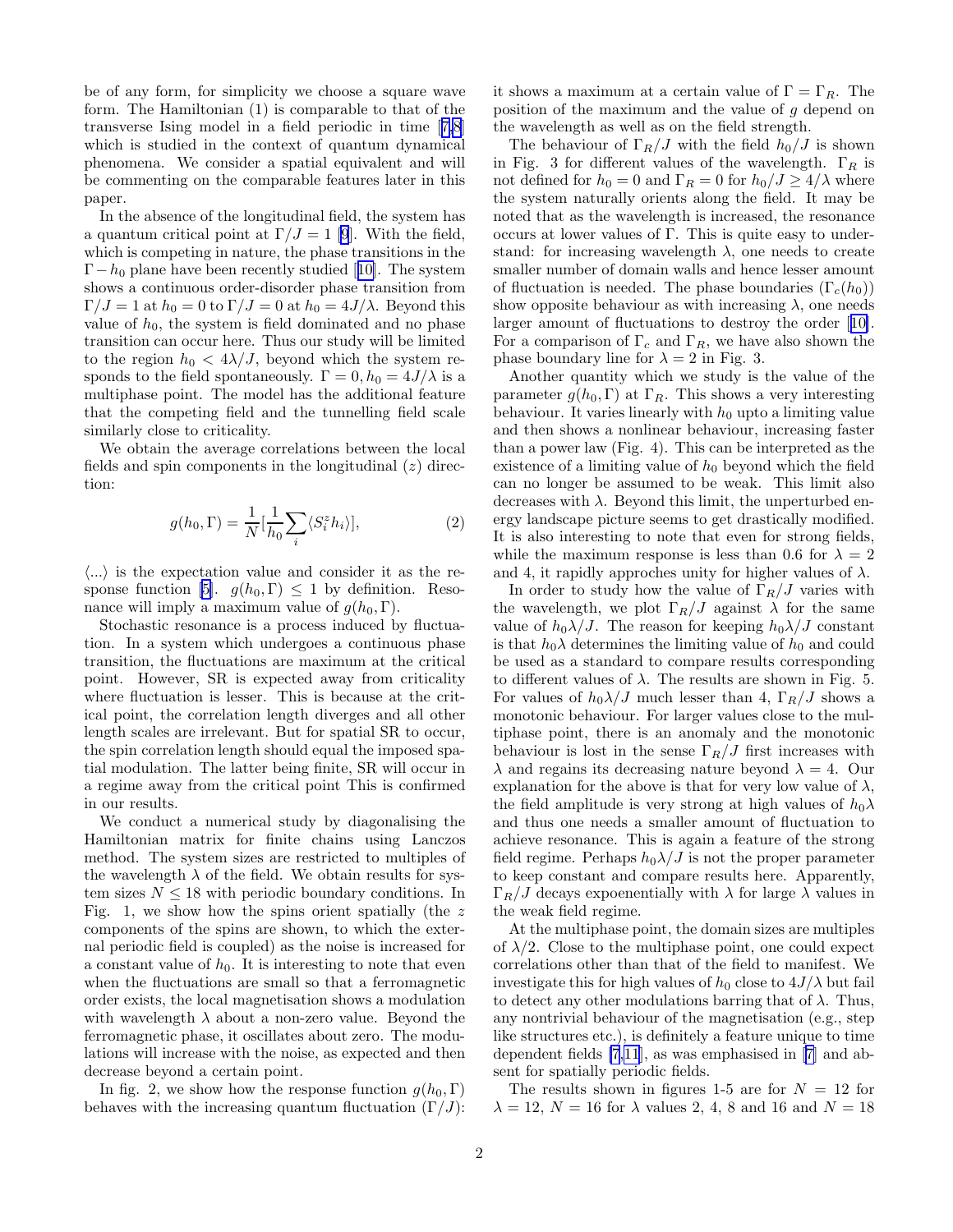be of any form, for simplicity we choose a square wave form. The Hamiltonian (1) is comparable to that of the transverse Ising model in a field periodic in time [7,8] which is studied in the context of quantum dynamical phenomena. We consider a spatial equivalent and will be commenting on the comparable features later in this paper.

In the absence of the longitudinal field, the system has a quantum critical point at $\Gamma/J = 1$ [9]. With the field, which is competing in nature, the phase transitions in the $\Gamma - h_0$ plane have been recently studied [10]. The system shows a continuous order-disorder phase transition from $\Gamma/J = 1$ at $h_0 = 0$ to $\Gamma/J = 0$ at $h_0 = 4J/\lambda$. Beyond this value of $h_0$, the system is field dominated and no phase transition can occur here. Thus our study will be limited to the region $h_0 < 4\lambda/J$, beyond which the system responds to the field spontaneously. $\Gamma = 0, h_0 = 4J/\lambda$ is a multiphase point. The model has the additional feature that the competing field and the tunnelling field scale similarly close to criticality.

We obtain the average correlations between the local fields and spin components in the longitudinal ($z$) direction:

$$g(h_0, \Gamma) = \frac{1}{N}[\frac{1}{h_0}\sum_i \langle S_i^z h_i \rangle], \tag{2}$$

$\langle ... \rangle$ is the expectation value and consider it as the response function [5]. $g(h_0, \Gamma) \leq 1$ by definition. Resonance will imply a maximum value of $g(h_0, \Gamma)$.

Stochastic resonance is a process induced by fluctuation. In a system which undergoes a continuous phase transition, the fluctuations are maximum at the critical point. However, SR is expected away from criticality where fluctuation is lesser. This is because at the critical point, the correlation length diverges and all other length scales are irrelevant. But for spatial SR to occur, the spin correlation length should equal the imposed spatial modulation. The latter being finite, SR will occur in a regime away from the critical point This is confirmed in our results.

We conduct a numerical study by diagonalising the Hamiltonian matrix for finite chains using Lanczos method. The system sizes are restricted to multiples of the wavelength $\lambda$ of the field. We obtain results for system sizes $N \leq 18$ with periodic boundary conditions. In Fig. 1, we show how the spins orient spatially (the $z$ components of the spins are shown, to which the external periodic field is coupled) as the noise is increased for a constant value of $h_0$. It is interesting to note that even when the fluctuations are small so that a ferromagnetic order exists, the local magnetisation shows a modulation with wavelength $\lambda$ about a non-zero value. Beyond the ferromagnetic phase, it oscillates about zero. The modulations will increase with the noise, as expected and then decrease beyond a certain point.

In fig. 2, we show how the response function $g(h_0, \Gamma)$ behaves with the increasing quantum fluctuation ($\Gamma/J$): it shows a maximum at a certain value of $\Gamma = \Gamma_R$. The position of the maximum and the value of $g$ depend on the wavelength as well as on the field strength.

The behaviour of $\Gamma_R/J$ with the field $h_0/J$ is shown in Fig. 3 for different values of the wavelength. $\Gamma_R$ is not defined for $h_0 = 0$ and $\Gamma_R = 0$ for $h_0/J \geq 4/\lambda$ where the system naturally orients along the field. It may be noted that as the wavelength is increased, the resonance occurs at lower values of $\Gamma$. This is quite easy to understand: for increasing wavelength $\lambda$, one needs to create smaller number of domain walls and hence lesser amount of fluctuation is needed. The phase boundaries ($\Gamma_c(h_0)$) show opposite behaviour as with increasing $\lambda$, one needs larger amount of fluctuations to destroy the order [10]. For a comparison of $\Gamma_c$ and $\Gamma_R$, we have also shown the phase boundary line for $\lambda = 2$ in Fig. 3.

Another quantity which we study is the value of the parameter $g(h_0, \Gamma)$ at $\Gamma_R$. This shows a very interesting behaviour. It varies linearly with $h_0$ upto a limiting value and then shows a nonlinear behaviour, increasing faster than a power law (Fig. 4). This can be interpreted as the existence of a limiting value of $h_0$ beyond which the field can no longer be assumed to be weak. This limit also decreases with $\lambda$. Beyond this limit, the unperturbed energy landscape picture seems to get drastically modified. It is also interesting to note that even for strong fields, while the maximum response is less than 0.6 for $\lambda = 2$ and 4, it rapidly approches unity for higher values of $\lambda$.

In order to study how the value of $\Gamma_R/J$ varies with the wavelength, we plot $\Gamma_R/J$ against $\lambda$ for the same value of $h_0\lambda/J$. The reason for keeping $h_0\lambda/J$ constant is that $h_0\lambda$ determines the limiting value of $h_0$ and could be used as a standard to compare results corresponding to different values of $\lambda$. The results are shown in Fig. 5. For values of $h_0\lambda/J$ much lesser than 4, $\Gamma_R/J$ shows a monotonic behaviour. For larger values close to the multiphase point, there is an anomaly and the monotonic behaviour is lost in the sense $\Gamma_R/J$ first increases with $\lambda$ and regains its decreasing nature beyond $\lambda = 4$. Our explanation for the above is that for very low value of $\lambda$, the field amplitude is very strong at high values of $h_0\lambda$ and thus one needs a smaller amount of fluctuation to achieve resonance. This is again a feature of the strong field regime. Perhaps $h_0\lambda/J$ is not the proper parameter to keep constant and compare results here. Apparently, $\Gamma_R/J$ decays expoenentially with $\lambda$ for large $\lambda$ values in the weak field regime.

At the multiphase point, the domain sizes are multiples of $\lambda/2$. Close to the multiphase point, one could expect correlations other than that of the field to manifest. We investigate this for high values of $h_0$ close to $4J/\lambda$ but fail to detect any other modulations barring that of $\lambda$. Thus, any nontrivial behaviour of the magnetisation (e.g., step like structures etc.), is definitely a feature unique to time dependent fields [7,11], as was emphasised in [7] and absent for spatially periodic fields.

The results shown in figures 1-5 are for $N = 12$ for $\lambda = 12$, $N = 16$ for $\lambda$ values 2, 4, 8 and 16 and $N = 18$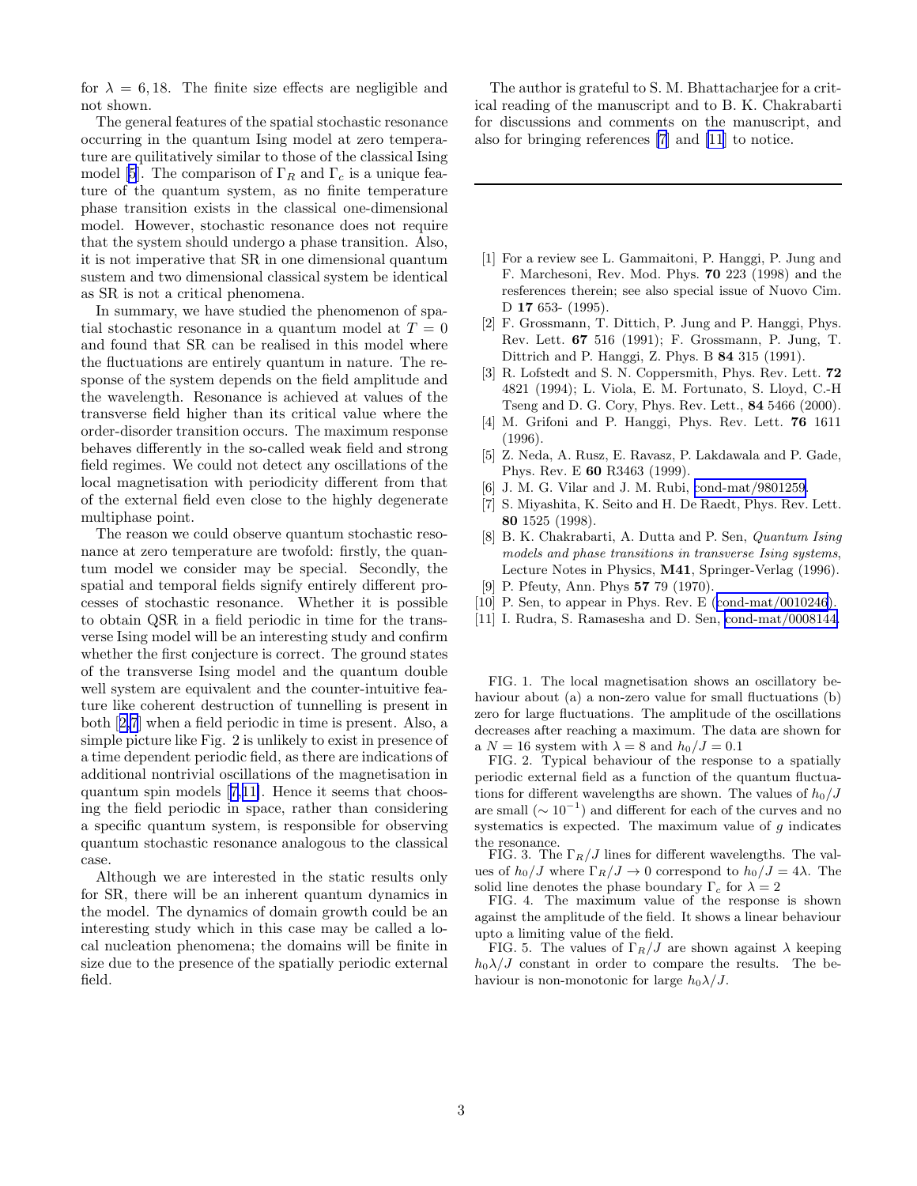for $\lambda = 6, 18$. The finite size effects are negligible and not shown.

The general features of the spatial stochastic resonance occurring in the quantum Ising model at zero temperature are qulitatively similar to those of the classical Ising model [5]. The comparison of $\Gamma_R$ and $\Gamma_c$ is a unique feature of the quantum system, as no finite temperature phase transition exists in the classical one-dimensional model. However, stochastic resonance does not require that the system should undergo a phase transition. Also, it is not imperative that SR in one dimensional quantum sustem and two dimensional classical system be identical as SR is not a critical phenomena.

In summary, we have studied the phenomenon of spatial stochastic resonance in a quantum model at $T = 0$ and found that SR can be realised in this model where the fluctuations are entirely quantum in nature. The response of the system depends on the field amplitude and the wavelength. Resonance is achieved at values of the transverse field higher than its critical value where the order-disorder transition occurs. The maximum response behaves differently in the so-called weak field and strong field regimes. We could not detect any oscillations of the local magnetisation with periodicity different from that of the external field even close to the highly degenerate multiphase point.

The reason we could observe quantum stochastic resonance at zero temperature are twofold: firstly, the quantum model we consider may be special. Secondly, the spatial and temporal fields signify entirely different processes of stochastic resonance. Whether it is possible to obtain QSR in a field periodic in time for the transverse Ising model will be an interesting study and confirm whether the first conjecture is correct. The ground states of the transverse Ising model and the quantum double well system are equivalent and the counter-intuitive feature like coherent destruction of tunnelling is present in both [2,7] when a field periodic in time is present. Also, a simple picture like Fig. 2 is unlikely to exist in presence of a time dependent periodic field, as there are indications of additional nontrivial oscillations of the magnetisation in quantum spin models [7,11]. Hence it seems that choosing the field periodic in space, rather than considering a specific quantum system, is responsible for observing quantum stochastic resonance analogous to the classical case.

Although we are interested in the static results only for SR, there will be an inherent quantum dynamics in the model. The dynamics of domain growth could be an interesting study which in this case may be called a local nucleation phenomena; the domains will be finite in size due to the presence of the spatially periodic external field.

The author is grateful to S. M. Bhattacharjee for a critical reading of the manuscript and to B. K. Chakrabarti for discussions and comments on the manuscript, and also for bringing references [7] and [11] to notice.

---

[1] For a review see L. Gammaitoni, P. Hanggi, P. Jung and F. Marchesoni, Rev. Mod. Phys. **70** 223 (1998) and the resferences therein; see also special issue of Nuovo Cim. D **17** 653- (1995).

[2] F. Grossmann, T. Dittich, P. Jung and P. Hanggi, Phys. Rev. Lett. **67** 516 (1991); F. Grossmann, P. Jung, T. Dittrich and P. Hanggi, Z. Phys. B **84** 315 (1991).

[3] R. Lofstedt and S. N. Coppersmith, Phys. Rev. Lett. **72** 4821 (1994); L. Viola, E. M. Fortunato, S. Lloyd, C.-H Tseng and D. G. Cory, Phys. Rev. Lett., **84** 5466 (2000).

[4] M. Grifoni and P. Hanggi, Phys. Rev. Lett. **76** 1611 (1996).

[5] Z. Neda, A. Rusz, E. Ravasz, P. Lakdawala and P. Gade, Phys. Rev. E **60** R3463 (1999).

[6] J. M. G. Vilar and J. M. Rubi, cond-mat/9801259.

[7] S. Miyashita, K. Seito and H. De Raedt, Phys. Rev. Lett. **80** 1525 (1998).

[8] B. K. Chakrabarti, A. Dutta and P. Sen, *Quantum Ising models and phase transitions in transverse Ising systems*, Lecture Notes in Physics, **M41**, Springer-Verlag (1996).

[9] P. Pfeuty, Ann. Phys **57** 79 (1970).

[10] P. Sen, to appear in Phys. Rev. E (cond-mat/0010246).

[11] I. Rudra, S. Ramasesha and D. Sen, cond-mat/0008144.

FIG. 1. The local magnetisation shows an oscillatory behaviour about (a) a non-zero value for small fluctuations (b) zero for large fluctuations. The amplitude of the oscillations decreases after reaching a maximum. The data are shown for a $N = 16$ system with $\lambda = 8$ and $h_0/J = 0.1$

FIG. 2. Typical behaviour of the response to a spatially periodic external field as a function of the quantum fluctuations for different wavelengths are shown. The values of $h_0/J$ are small ($\sim 10^{-1}$) and different for each of the curves and no systematics is expected. The maximum value of $g$ indicates the resonance.

FIG. 3. The $\Gamma_R/J$ lines for different wavelengths. The values of $h_0/J$ where $\Gamma_R/J \to 0$ correspond to $h_0/J = 4\lambda$. The solid line denotes the phase boundary $\Gamma_c$ for $\lambda = 2$

FIG. 4. The maximum value of the response is shown against the amplitude of the field. It shows a linear behaviour upto a limiting value of the field.

FIG. 5. The values of $\Gamma_R/J$ are shown against $\lambda$ keeping $h_0\lambda/J$ constant in order to compare the results. The behaviour is non-monotonic for large $h_0\lambda/J$.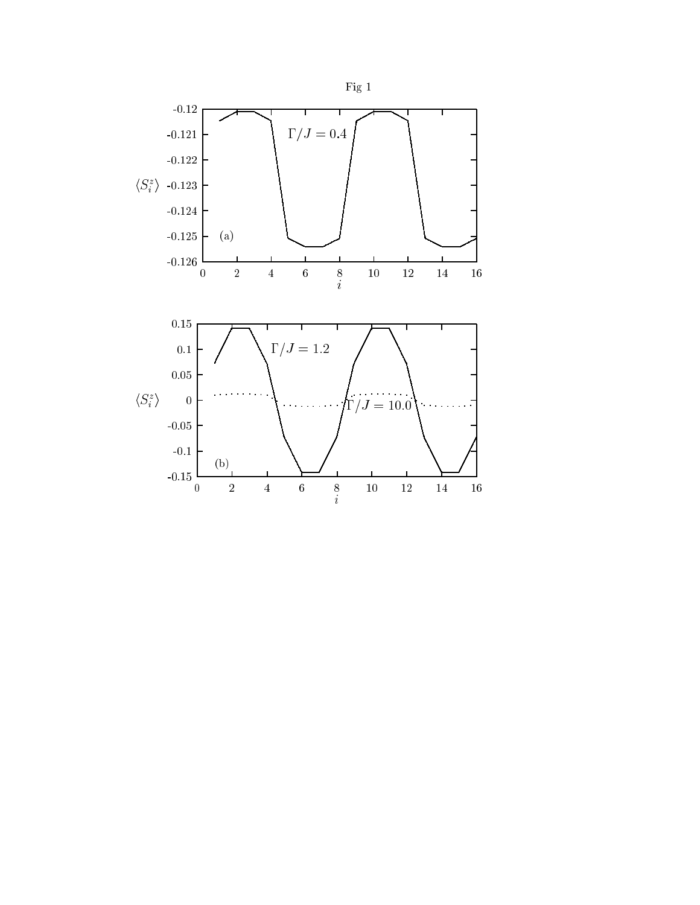Fig 1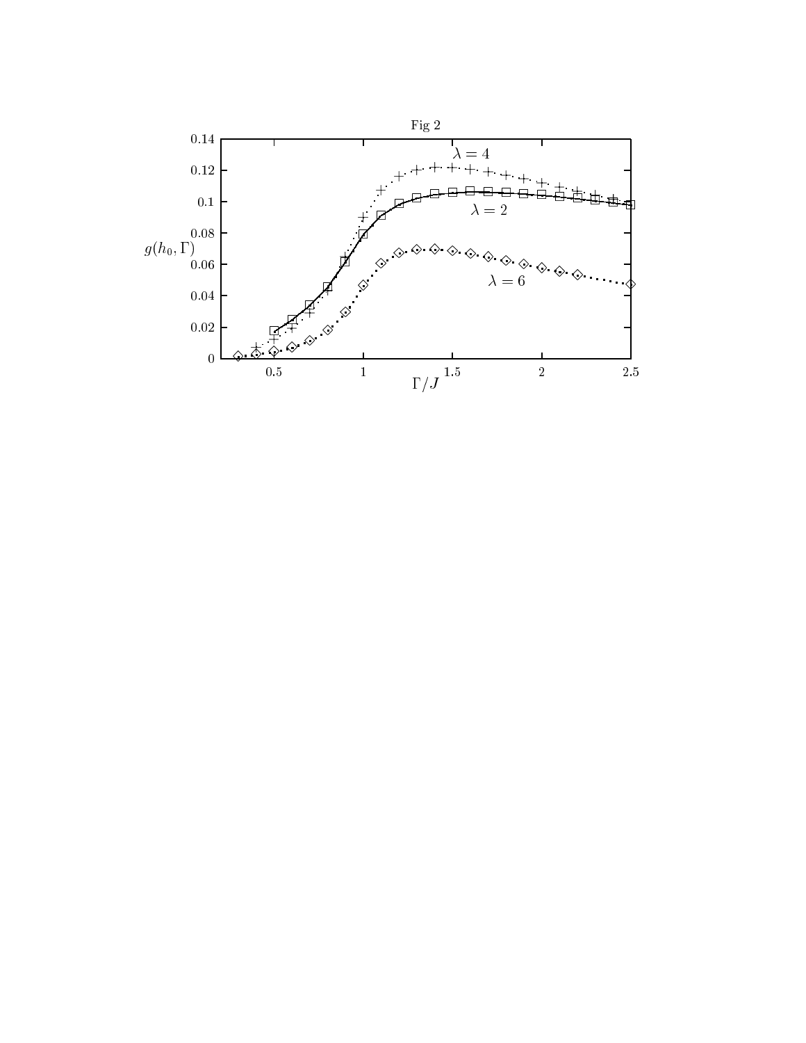Fig 2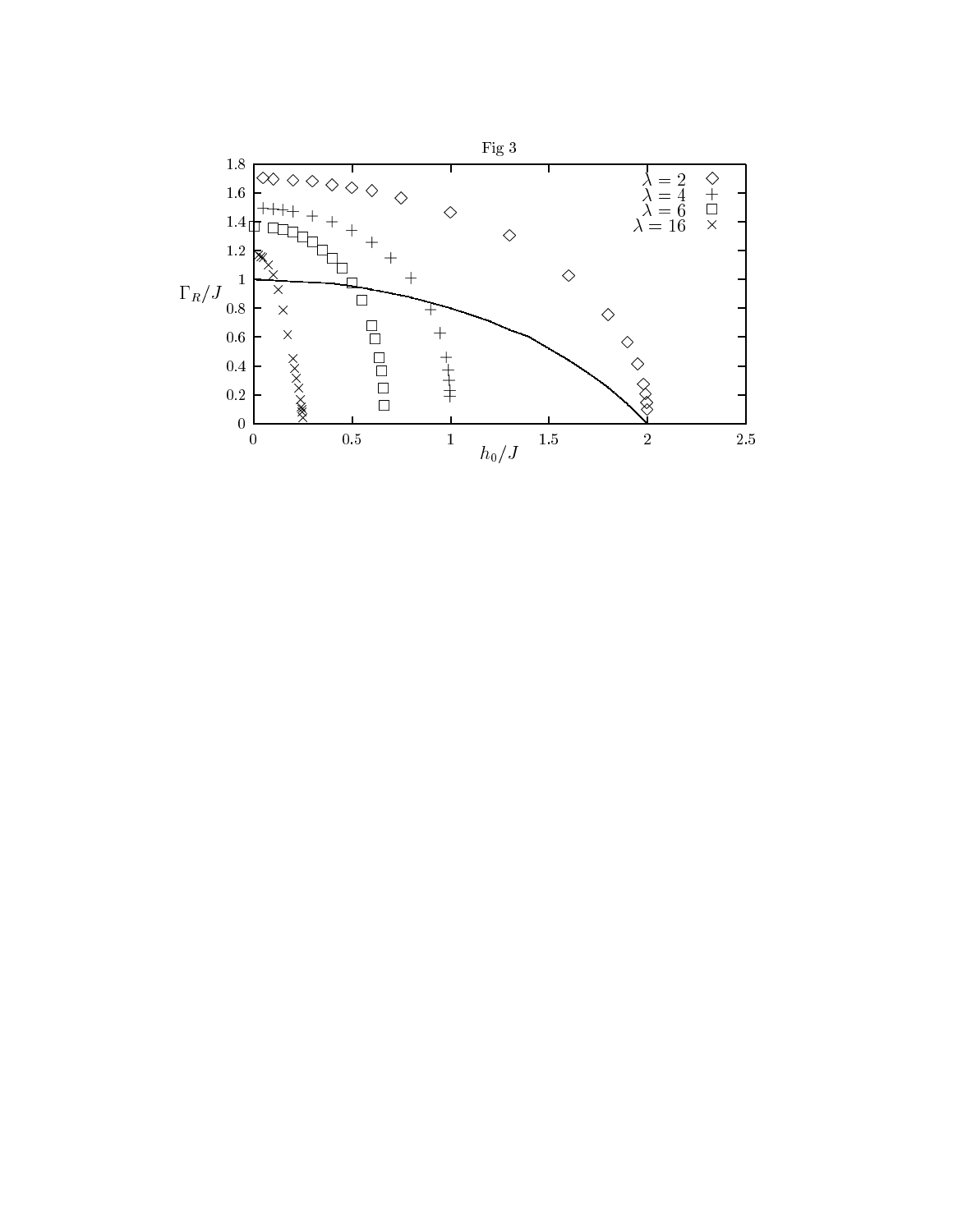Fig 3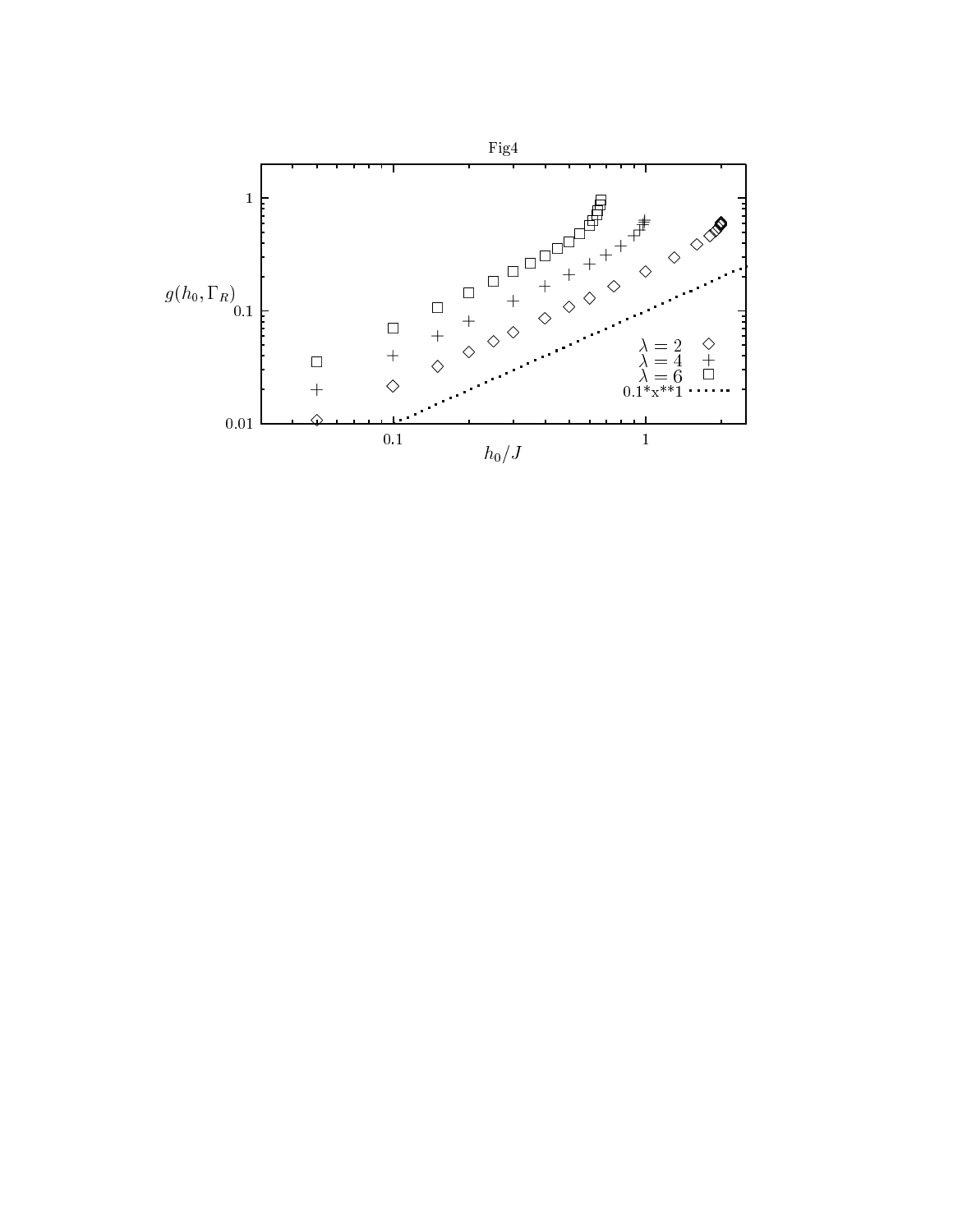Fig4

$g(h_0, \Gamma_R)$

$h_0/J$

$\lambda = 2$ ◇
$\lambda = 4$ +
$\lambda = 6$ □
0.1*x**1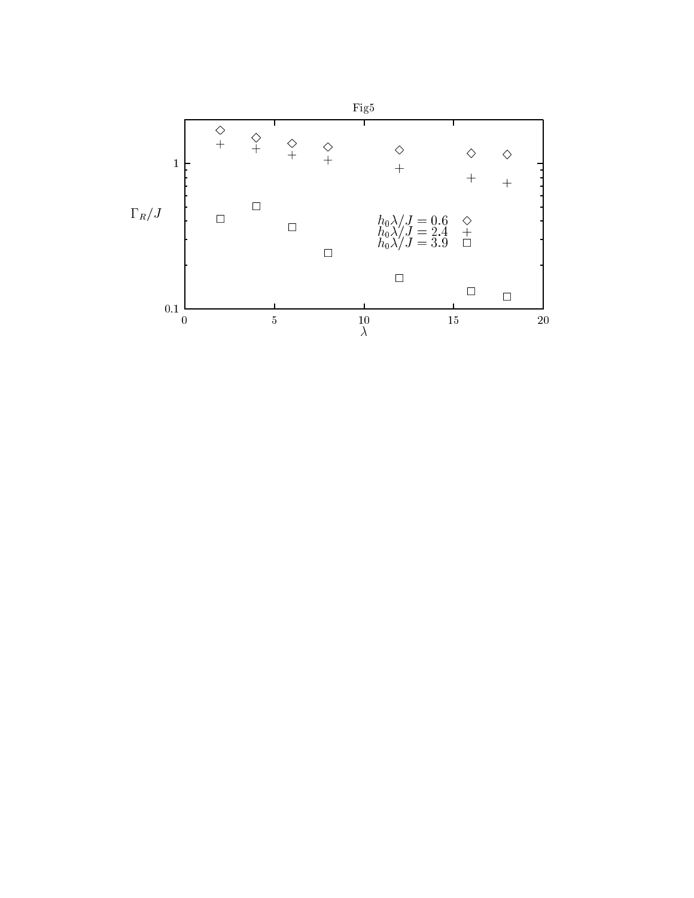Fig5

$\Gamma_R/J$

1

0.1

0

5

10

15

20

$\lambda$

$h_0\lambda/J = 0.6$

$h_0\lambda/J = 2.4$

$h_0\lambda/J = 3.9$